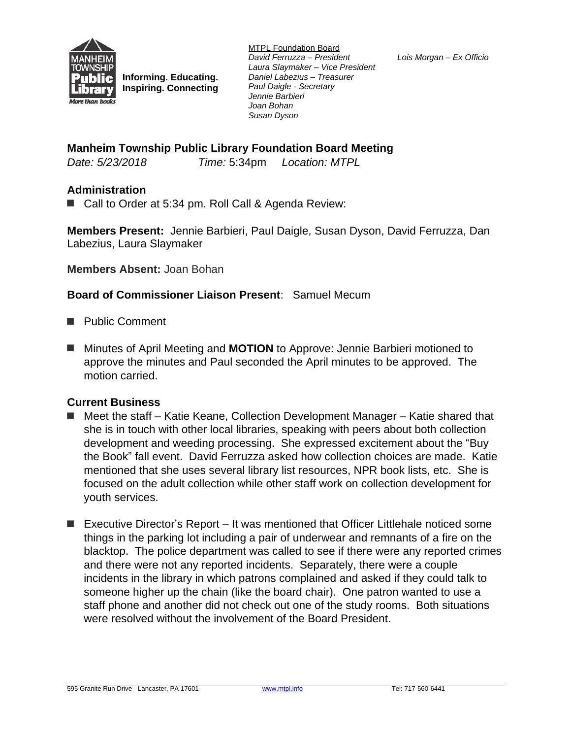Informing. Educating. Inspiring. Connecting

MTPL Foundation Board
*David Ferruzza – President*
*Laura Slaymaker – Vice President*
*Daniel Labezius – Treasurer*
*Paul Daigle - Secretary*
*Jennie Barbieri*
*Joan Bohan*
*Susan Dyson*

*Lois Morgan – Ex Officio*

## Manheim Township Public Library Foundation Board Meeting

*Date: 5/23/2018* *Time:* 5:34pm *Location: MTPL*

### Administration

- Call to Order at 5:34 pm. Roll Call & Agenda Review:

**Members Present:** Jennie Barbieri, Paul Daigle, Susan Dyson, David Ferruzza, Dan Labezius, Laura Slaymaker

**Members Absent:** Joan Bohan

**Board of Commissioner Liaison Present**: Samuel Mecum

- Public Comment
- Minutes of April Meeting and **MOTION** to Approve: Jennie Barbieri motioned to approve the minutes and Paul seconded the April minutes to be approved. The motion carried.

### Current Business

- Meet the staff – Katie Keane, Collection Development Manager – Katie shared that she is in touch with other local libraries, speaking with peers about both collection development and weeding processing. She expressed excitement about the "Buy the Book" fall event. David Ferruzza asked how collection choices are made. Katie mentioned that she uses several library list resources, NPR book lists, etc. She is focused on the adult collection while other staff work on collection development for youth services.
- Executive Director's Report – It was mentioned that Officer Littlehale noticed some things in the parking lot including a pair of underwear and remnants of a fire on the blacktop. The police department was called to see if there were any reported crimes and there were not any reported incidents. Separately, there were a couple incidents in the library in which patrons complained and asked if they could talk to someone higher up the chain (like the board chair). One patron wanted to use a staff phone and another did not check out one of the study rooms. Both situations were resolved without the involvement of the Board President.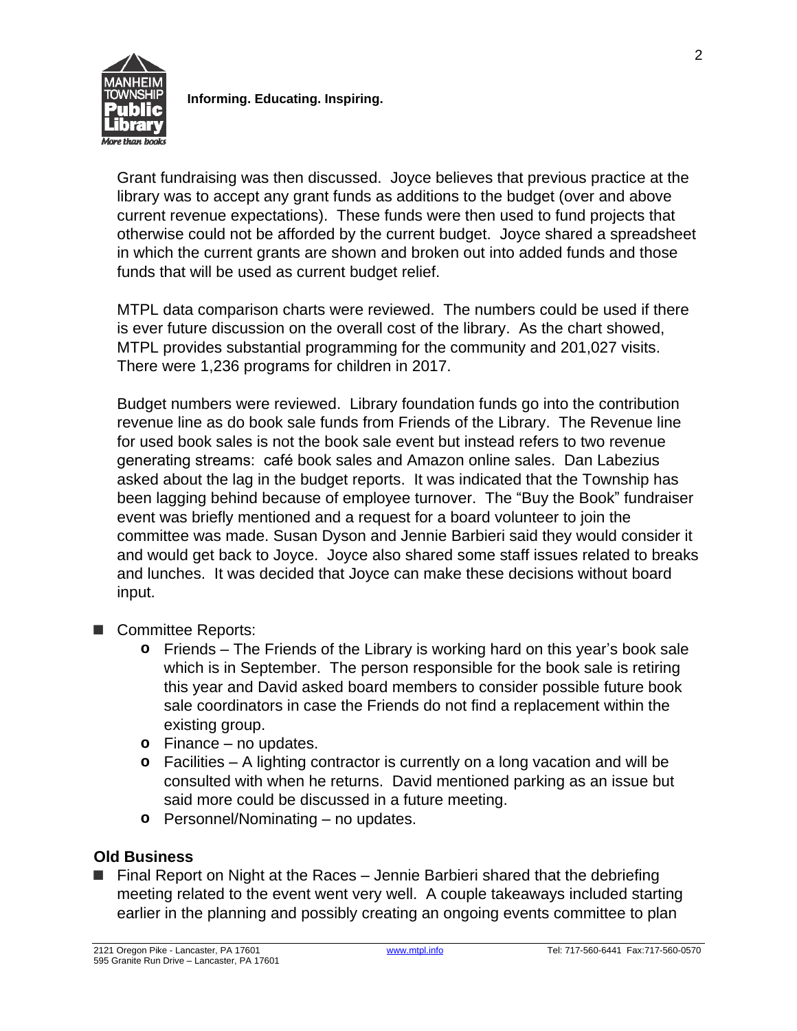Grant fundraising was then discussed. Joyce believes that previous practice at the library was to accept any grant funds as additions to the budget (over and above current revenue expectations). These funds were then used to fund projects that otherwise could not be afforded by the current budget. Joyce shared a spreadsheet in which the current grants are shown and broken out into added funds and those funds that will be used as current budget relief.

MTPL data comparison charts were reviewed. The numbers could be used if there is ever future discussion on the overall cost of the library. As the chart showed, MTPL provides substantial programming for the community and 201,027 visits. There were 1,236 programs for children in 2017.

Budget numbers were reviewed. Library foundation funds go into the contribution revenue line as do book sale funds from Friends of the Library. The Revenue line for used book sales is not the book sale event but instead refers to two revenue generating streams: café book sales and Amazon online sales. Dan Labezius asked about the lag in the budget reports. It was indicated that the Township has been lagging behind because of employee turnover. The "Buy the Book" fundraiser event was briefly mentioned and a request for a board volunteer to join the committee was made. Susan Dyson and Jennie Barbieri said they would consider it and would get back to Joyce. Joyce also shared some staff issues related to breaks and lunches. It was decided that Joyce can make these decisions without board input.

- Committee Reports:
  - Friends – The Friends of the Library is working hard on this year's book sale which is in September. The person responsible for the book sale is retiring this year and David asked board members to consider possible future book sale coordinators in case the Friends do not find a replacement within the existing group.
  - Finance – no updates.
  - Facilities – A lighting contractor is currently on a long vacation and will be consulted with when he returns. David mentioned parking as an issue but said more could be discussed in a future meeting.
  - Personnel/Nominating – no updates.

## Old Business

- Final Report on Night at the Races – Jennie Barbieri shared that the debriefing meeting related to the event went very well. A couple takeaways included starting earlier in the planning and possibly creating an ongoing events committee to plan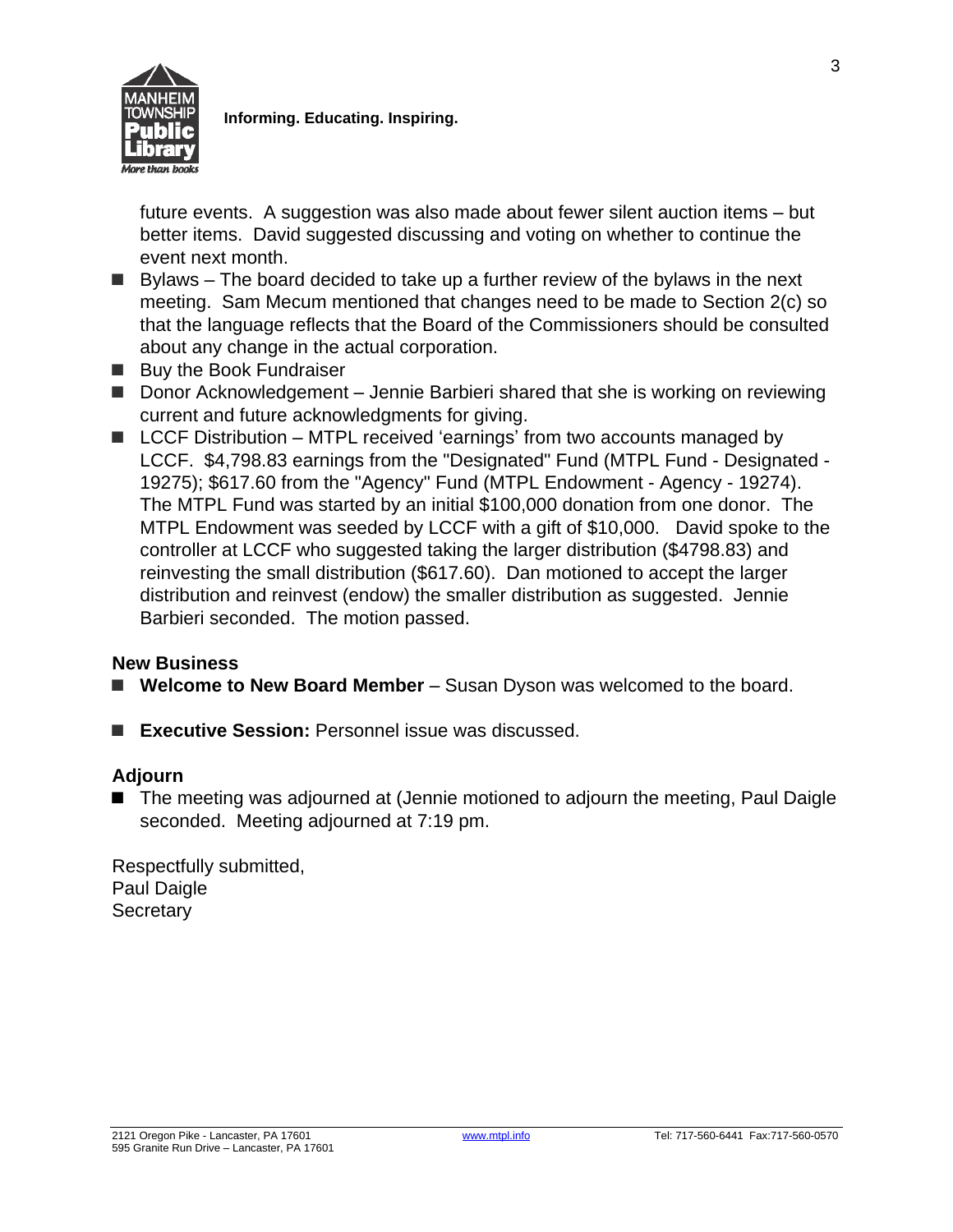future events. A suggestion was also made about fewer silent auction items – but better items. David suggested discussing and voting on whether to continue the event next month.

- Bylaws – The board decided to take up a further review of the bylaws in the next meeting. Sam Mecum mentioned that changes need to be made to Section 2(c) so that the language reflects that the Board of the Commissioners should be consulted about any change in the actual corporation.
- Buy the Book Fundraiser
- Donor Acknowledgement – Jennie Barbieri shared that she is working on reviewing current and future acknowledgments for giving.
- LCCF Distribution – MTPL received 'earnings' from two accounts managed by LCCF. $4,798.83 earnings from the "Designated" Fund (MTPL Fund - Designated - 19275); $617.60 from the "Agency" Fund (MTPL Endowment - Agency - 19274). The MTPL Fund was started by an initial $100,000 donation from one donor. The MTPL Endowment was seeded by LCCF with a gift of $10,000. David spoke to the controller at LCCF who suggested taking the larger distribution ($4798.83) and reinvesting the small distribution ($617.60). Dan motioned to accept the larger distribution and reinvest (endow) the smaller distribution as suggested. Jennie Barbieri seconded. The motion passed.

## New Business

- **Welcome to New Board Member** – Susan Dyson was welcomed to the board.
- **Executive Session:** Personnel issue was discussed.

## Adjourn

- The meeting was adjourned at (Jennie motioned to adjourn the meeting, Paul Daigle seconded. Meeting adjourned at 7:19 pm.

Respectfully submitted,
Paul Daigle
Secretary